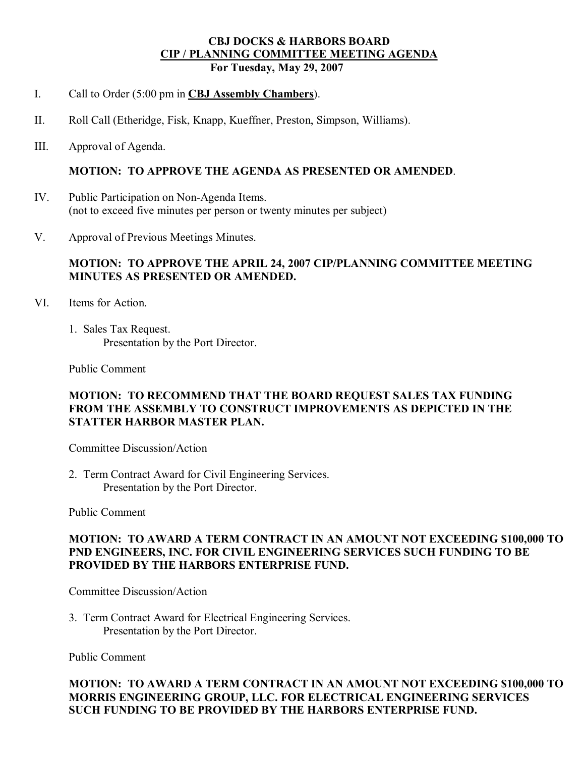# CBJ DOCKS & HARBORS BOARD

## CIP / PLANNING COMMITTEE MEETING AGENDA

**For Tuesday, May 29, 2007**

I. Call to Order (5:00 pm in **CBJ Assembly Chambers**).

II. Roll Call (Etheridge, Fisk, Knapp, Kueffner, Preston, Simpson, Williams).

III. Approval of Agenda.

**MOTION: TO APPROVE THE AGENDA AS PRESENTED OR AMENDED**.

IV. Public Participation on Non-Agenda Items.
(not to exceed five minutes per person or twenty minutes per subject)

V. Approval of Previous Meetings Minutes.

**MOTION: TO APPROVE THE APRIL 24, 2007 CIP/PLANNING COMMITTEE MEETING MINUTES AS PRESENTED OR AMENDED.**

VI. Items for Action.

1. Sales Tax Request.
   Presentation by the Port Director.

Public Comment

**MOTION: TO RECOMMEND THAT THE BOARD REQUEST SALES TAX FUNDING FROM THE ASSEMBLY TO CONSTRUCT IMPROVEMENTS AS DEPICTED IN THE STATTER HARBOR MASTER PLAN.**

Committee Discussion/Action

2. Term Contract Award for Civil Engineering Services.
   Presentation by the Port Director.

Public Comment

**MOTION: TO AWARD A TERM CONTRACT IN AN AMOUNT NOT EXCEEDING $100,000 TO PND ENGINEERS, INC. FOR CIVIL ENGINEERING SERVICES SUCH FUNDING TO BE PROVIDED BY THE HARBORS ENTERPRISE FUND.**

Committee Discussion/Action

3. Term Contract Award for Electrical Engineering Services.
   Presentation by the Port Director.

Public Comment

**MOTION: TO AWARD A TERM CONTRACT IN AN AMOUNT NOT EXCEEDING $100,000 TO MORRIS ENGINEERING GROUP, LLC. FOR ELECTRICAL ENGINEERING SERVICES SUCH FUNDING TO BE PROVIDED BY THE HARBORS ENTERPRISE FUND.**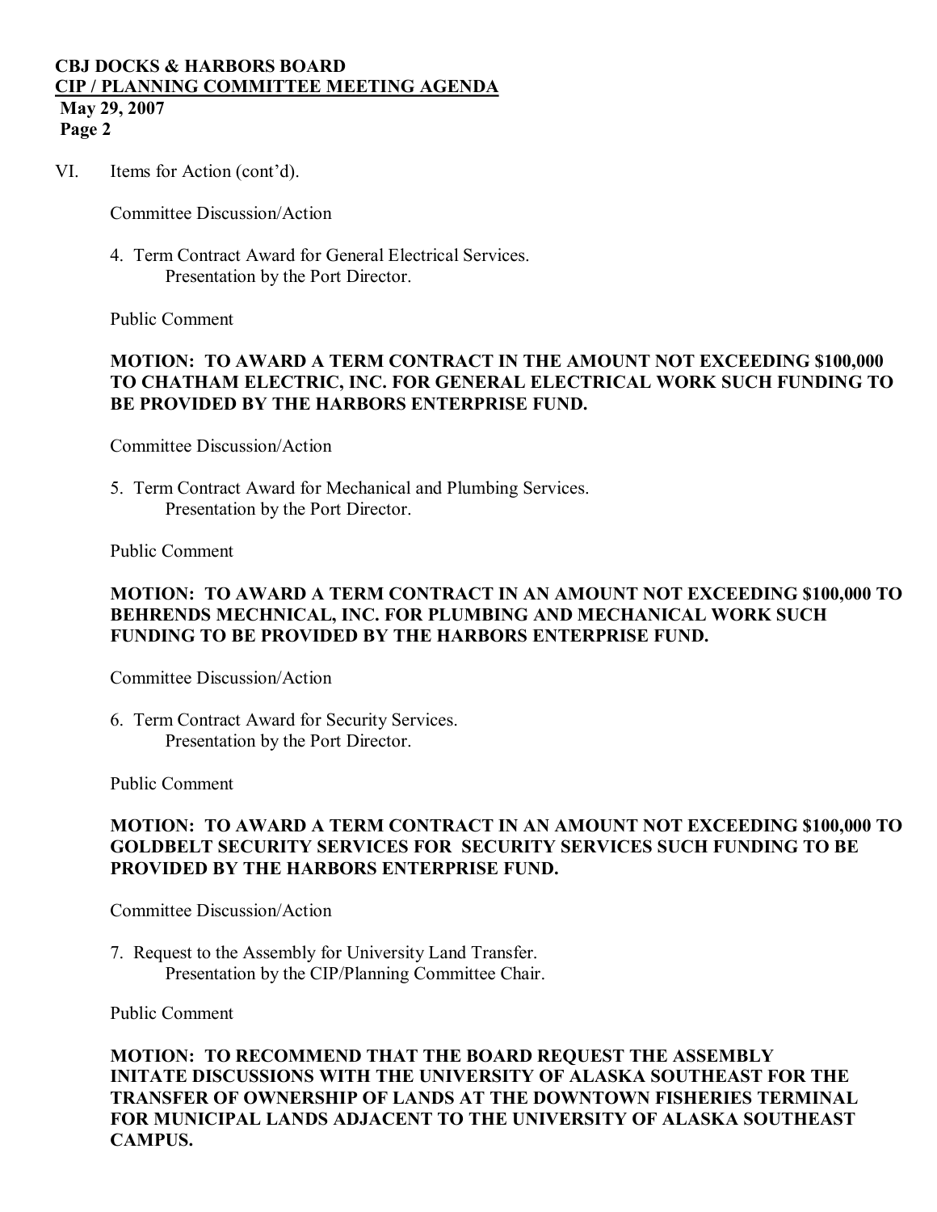VI. Items for Action (cont'd).

Committee Discussion/Action

4. Term Contract Award for General Electrical Services.
   Presentation by the Port Director.

Public Comment

**MOTION: TO AWARD A TERM CONTRACT IN THE AMOUNT NOT EXCEEDING $100,000 TO CHATHAM ELECTRIC, INC. FOR GENERAL ELECTRICAL WORK SUCH FUNDING TO BE PROVIDED BY THE HARBORS ENTERPRISE FUND.**

Committee Discussion/Action

5. Term Contract Award for Mechanical and Plumbing Services.
   Presentation by the Port Director.

Public Comment

**MOTION: TO AWARD A TERM CONTRACT IN AN AMOUNT NOT EXCEEDING $100,000 TO BEHRENDS MECHNICAL, INC. FOR PLUMBING AND MECHANICAL WORK SUCH FUNDING TO BE PROVIDED BY THE HARBORS ENTERPRISE FUND.**

Committee Discussion/Action

6. Term Contract Award for Security Services.
   Presentation by the Port Director.

Public Comment

**MOTION: TO AWARD A TERM CONTRACT IN AN AMOUNT NOT EXCEEDING $100,000 TO GOLDBELT SECURITY SERVICES FOR SECURITY SERVICES SUCH FUNDING TO BE PROVIDED BY THE HARBORS ENTERPRISE FUND.**

Committee Discussion/Action

7. Request to the Assembly for University Land Transfer.
   Presentation by the CIP/Planning Committee Chair.

Public Comment

**MOTION: TO RECOMMEND THAT THE BOARD REQUEST THE ASSEMBLY INITATE DISCUSSIONS WITH THE UNIVERSITY OF ALASKA SOUTHEAST FOR THE TRANSFER OF OWNERSHIP OF LANDS AT THE DOWNTOWN FISHERIES TERMINAL FOR MUNICIPAL LANDS ADJACENT TO THE UNIVERSITY OF ALASKA SOUTHEAST CAMPUS.**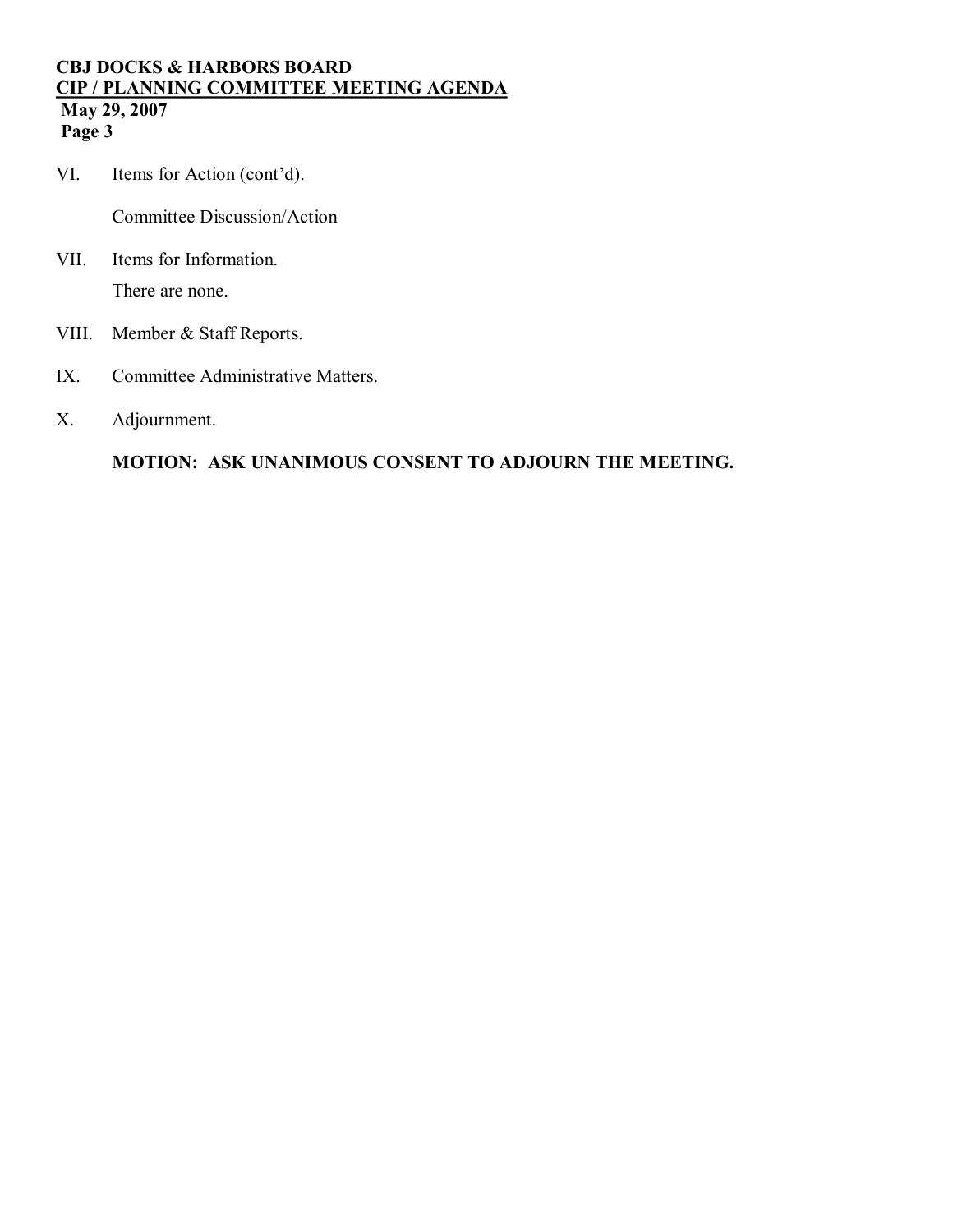VI. Items for Action (cont'd).

Committee Discussion/Action

VII. Items for Information.

There are none.

VIII. Member & Staff Reports.

IX. Committee Administrative Matters.

X. Adjournment.

**MOTION: ASK UNANIMOUS CONSENT TO ADJOURN THE MEETING.**